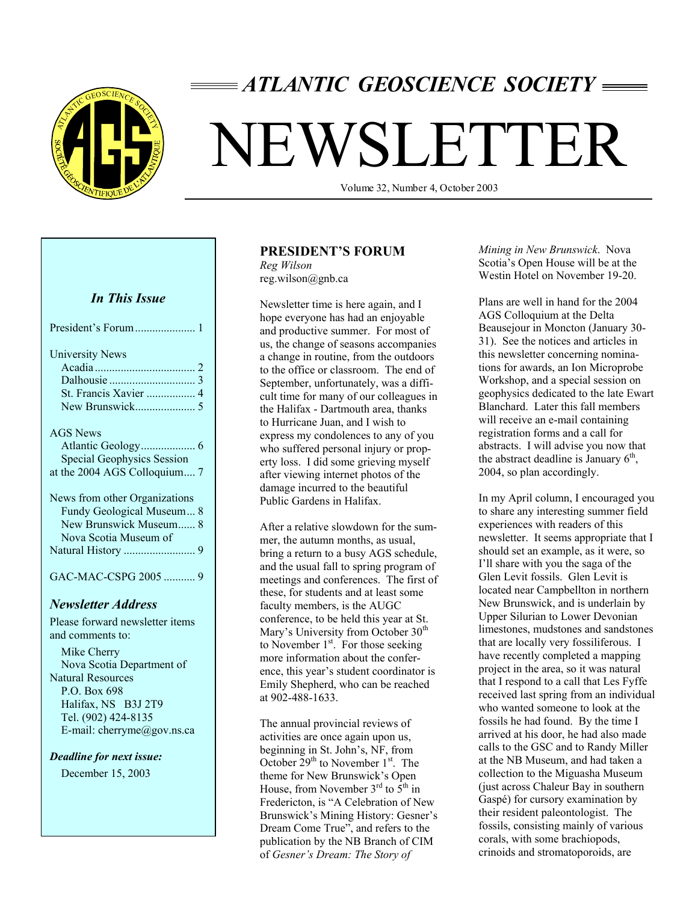# ATLANTIC GEOSCIENCE SOCIETY

# NEWSLETTER

Volume 32, Number 4, October 2003

### *In This Issue*

President's Forum ..................... 1

University News
- Acadia ................................... 2
- Dalhousie .............................. 3
- St. Francis Xavier ................. 4
- New Brunswick..................... 5

AGS News
- Atlantic Geology................... 6
- Special Geophysics Session at the 2004 AGS Colloquium.... 7

News from other Organizations
- Fundy Geological Museum... 8
- New Brunswick Museum...... 8
- Nova Scotia Museum of Natural History ......................... 9

GAC-MAC-CSPG 2005 ........... 9

### *Newsletter Address*

Please forward newsletter items and comments to:

Mike Cherry
Nova Scotia Department of Natural Resources
P.O. Box 698
Halifax, NS B3J 2T9
Tel. (902) 424-8135
E-mail: cherryme@gov.ns.ca

***Deadline for next issue:***

December 15, 2003

## PRESIDENT'S FORUM

*Reg Wilson*
reg.wilson@gnb.ca

Newsletter time is here again, and I hope everyone has had an enjoyable and productive summer. For most of us, the change of seasons accompanies a change in routine, from the outdoors to the office or classroom. The end of September, unfortunately, was a difficult time for many of our colleagues in the Halifax - Dartmouth area, thanks to Hurricane Juan, and I wish to express my condolences to any of you who suffered personal injury or property loss. I did some grieving myself after viewing internet photos of the damage incurred to the beautiful Public Gardens in Halifax.

After a relative slowdown for the summer, the autumn months, as usual, bring a return to a busy AGS schedule, and the usual fall to spring program of meetings and conferences. The first of these, for students and at least some faculty members, is the AUGC conference, to be held this year at St. Mary's University from October 30th to November 1st. For those seeking more information about the conference, this year's student coordinator is Emily Shepherd, who can be reached at 902-488-1633.

The annual provincial reviews of activities are once again upon us, beginning in St. John's, NF, from October 29th to November 1st. The theme for New Brunswick's Open House, from November 3rd to 5th in Fredericton, is "A Celebration of New Brunswick's Mining History: Gesner's Dream Come True", and refers to the publication by the NB Branch of CIM of *Gesner's Dream: The Story of Mining in New Brunswick*. Nova Scotia's Open House will be at the Westin Hotel on November 19-20.

Plans are well in hand for the 2004 AGS Colloquium at the Delta Beausejour in Moncton (January 30-31). See the notices and articles in this newsletter concerning nominations for awards, an Ion Microprobe Workshop, and a special session on geophysics dedicated to the late Ewart Blanchard. Later this fall members will receive an e-mail containing registration forms and a call for abstracts. I will advise you now that the abstract deadline is January 6th, 2004, so plan accordingly.

In my April column, I encouraged you to share any interesting summer field experiences with readers of this newsletter. It seems appropriate that I should set an example, as it were, so I'll share with you the saga of the Glen Levit fossils. Glen Levit is located near Campbellton in northern New Brunswick, and is underlain by Upper Silurian to Lower Devonian limestones, mudstones and sandstones that are locally very fossiliferous. I have recently completed a mapping project in the area, so it was natural that I respond to a call that Les Fyffe received last spring from an individual who wanted someone to look at the fossils he had found. By the time I arrived at his door, he had also made calls to the GSC and to Randy Miller at the NB Museum, and had taken a collection to the Miguasha Museum (just across Chaleur Bay in southern Gaspé) for cursory examination by their resident paleontologist. The fossils, consisting mainly of various corals, with some brachiopods, crinoids and stromatoporoids, are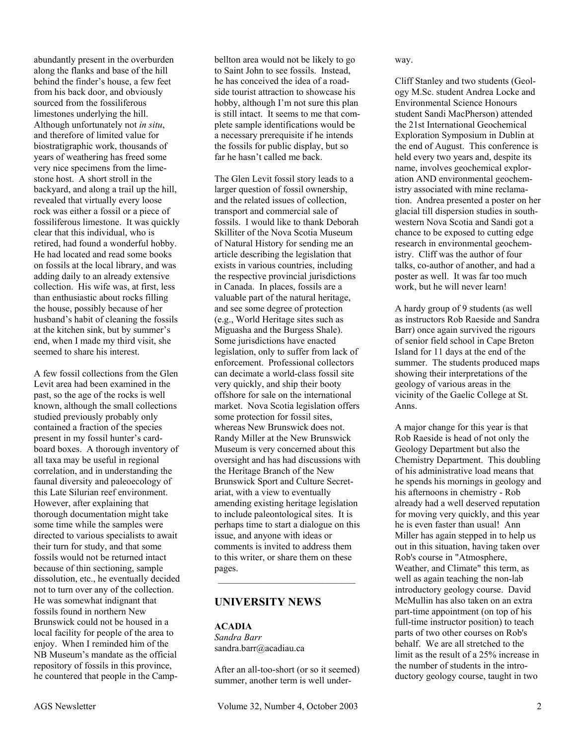abundantly present in the overburden along the flanks and base of the hill behind the finder's house, a few feet from his back door, and obviously sourced from the fossiliferous limestones underlying the hill. Although unfortunately not *in situ*, and therefore of limited value for biostratigraphic work, thousands of years of weathering has freed some very nice specimens from the limestone host. A short stroll in the backyard, and along a trail up the hill, revealed that virtually every loose rock was either a fossil or a piece of fossiliferous limestone. It was quickly clear that this individual, who is retired, had found a wonderful hobby. He had located and read some books on fossils at the local library, and was adding daily to an already extensive collection. His wife was, at first, less than enthusiastic about rocks filling the house, possibly because of her husband's habit of cleaning the fossils at the kitchen sink, but by summer's end, when I made my third visit, she seemed to share his interest.

A few fossil collections from the Glen Levit area had been examined in the past, so the age of the rocks is well known, although the small collections studied previously probably only contained a fraction of the species present in my fossil hunter's cardboard boxes. A thorough inventory of all taxa may be useful in regional correlation, and in understanding the faunal diversity and paleoecology of this Late Silurian reef environment. However, after explaining that thorough documentation might take some time while the samples were directed to various specialists to await their turn for study, and that some fossils would not be returned intact because of thin sectioning, sample dissolution, etc., he eventually decided not to turn over any of the collection. He was somewhat indignant that fossils found in northern New Brunswick could not be housed in a local facility for people of the area to enjoy. When I reminded him of the NB Museum's mandate as the official repository of fossils in this province, he countered that people in the Campbellton area would not be likely to go to Saint John to see fossils. Instead, he has conceived the idea of a roadside tourist attraction to showcase his hobby, although I'm not sure this plan is still intact. It seems to me that complete sample identifications would be a necessary prerequisite if he intends the fossils for public display, but so far he hasn't called me back.

The Glen Levit fossil story leads to a larger question of fossil ownership, and the related issues of collection, transport and commercial sale of fossils. I would like to thank Deborah Skilliter of the Nova Scotia Museum of Natural History for sending me an article describing the legislation that exists in various countries, including the respective provincial jurisdictions in Canada. In places, fossils are a valuable part of the natural heritage, and see some degree of protection (e.g., World Heritage sites such as Miguasha and the Burgess Shale). Some jurisdictions have enacted legislation, only to suffer from lack of enforcement. Professional collectors can decimate a world-class fossil site very quickly, and ship their booty offshore for sale on the international market. Nova Scotia legislation offers some protection for fossil sites, whereas New Brunswick does not. Randy Miller at the New Brunswick Museum is very concerned about this oversight and has had discussions with the Heritage Branch of the New Brunswick Sport and Culture Secretariat, with a view to eventually amending existing heritage legislation to include paleontological sites. It is perhaps time to start a dialogue on this issue, and anyone with ideas or comments is invited to address them to this writer, or share them on these pages.

---

## UNIVERSITY NEWS

### ACADIA

*Sandra Barr*
sandra.barr@acadiau.ca

After an all-too-short (or so it seemed) summer, another term is well underway.

Cliff Stanley and two students (Geology M.Sc. student Andrea Locke and Environmental Science Honours student Sandi MacPherson) attended the 21st International Geochemical Exploration Symposium in Dublin at the end of August. This conference is held every two years and, despite its name, involves geochemical exploration AND environmental geochemistry associated with mine reclamation. Andrea presented a poster on her glacial till dispersion studies in southwestern Nova Scotia and Sandi got a chance to be exposed to cutting edge research in environmental geochemistry. Cliff was the author of four talks, co-author of another, and had a poster as well. It was far too much work, but he will never learn!

A hardy group of 9 students (as well as instructors Rob Raeside and Sandra Barr) once again survived the rigours of senior field school in Cape Breton Island for 11 days at the end of the summer. The students produced maps showing their interpretations of the geology of various areas in the vicinity of the Gaelic College at St. Anns.

A major change for this year is that Rob Raeside is head of not only the Geology Department but also the Chemistry Department. This doubling of his administrative load means that he spends his mornings in geology and his afternoons in chemistry - Rob already had a well deserved reputation for moving very quickly, and this year he is even faster than usual! Ann Miller has again stepped in to help us out in this situation, having taken over Rob's course in "Atmosphere, Weather, and Climate" this term, as well as again teaching the non-lab introductory geology course. David McMullin has also taken on an extra part-time appointment (on top of his full-time instructor position) to teach parts of two other courses on Rob's behalf. We are all stretched to the limit as the result of a 25% increase in the number of students in the introductory geology course, taught in two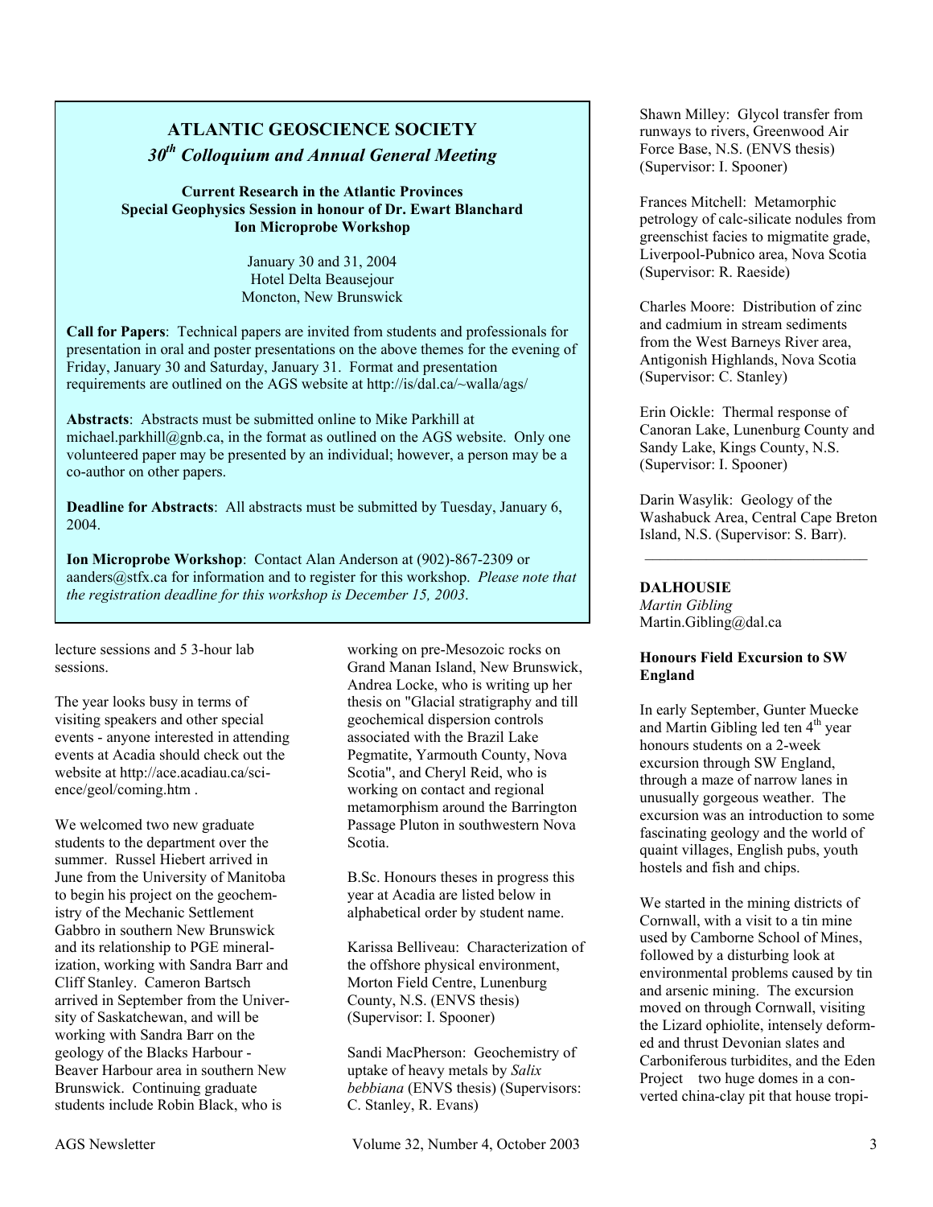## ATLANTIC GEOSCIENCE SOCIETY

### *30th Colloquium and Annual General Meeting*

**Current Research in the Atlantic Provinces**
**Special Geophysics Session in honour of Dr. Ewart Blanchard**
**Ion Microprobe Workshop**

January 30 and 31, 2004
Hotel Delta Beausejour
Moncton, New Brunswick

**Call for Papers**: Technical papers are invited from students and professionals for presentation in oral and poster presentations on the above themes for the evening of Friday, January 30 and Saturday, January 31. Format and presentation requirements are outlined on the AGS website at http://is/dal.ca/~walla/ags/

**Abstracts**: Abstracts must be submitted online to Mike Parkhill at michael.parkhill@gnb.ca, in the format as outlined on the AGS website. Only one volunteered paper may be presented by an individual; however, a person may be a co-author on other papers.

**Deadline for Abstracts**: All abstracts must be submitted by Tuesday, January 6, 2004.

**Ion Microprobe Workshop**: Contact Alan Anderson at (902)-867-2309 or aanders@stfx.ca for information and to register for this workshop. *Please note that the registration deadline for this workshop is December 15, 2003*.

---

lecture sessions and 5 3-hour lab sessions.

The year looks busy in terms of visiting speakers and other special events - anyone interested in attending events at Acadia should check out the website at http://ace.acadiau.ca/science/geol/coming.htm .

We welcomed two new graduate students to the department over the summer. Russel Hiebert arrived in June from the University of Manitoba to begin his project on the geochemistry of the Mechanic Settlement Gabbro in southern New Brunswick and its relationship to PGE mineralization, working with Sandra Barr and Cliff Stanley. Cameron Bartsch arrived in September from the University of Saskatchewan, and will be working with Sandra Barr on the geology of the Blacks Harbour - Beaver Harbour area in southern New Brunswick. Continuing graduate students include Robin Black, who is working on pre-Mesozoic rocks on Grand Manan Island, New Brunswick, Andrea Locke, who is writing up her thesis on "Glacial stratigraphy and till geochemical dispersion controls associated with the Brazil Lake Pegmatite, Yarmouth County, Nova Scotia", and Cheryl Reid, who is working on contact and regional metamorphism around the Barrington Passage Pluton in southwestern Nova Scotia.

B.Sc. Honours theses in progress this year at Acadia are listed below in alphabetical order by student name.

Karissa Belliveau: Characterization of the offshore physical environment, Morton Field Centre, Lunenburg County, N.S. (ENVS thesis) (Supervisor: I. Spooner)

Sandi MacPherson: Geochemistry of uptake of heavy metals by *Salix bebbiana* (ENVS thesis) (Supervisors: C. Stanley, R. Evans)

Shawn Milley: Glycol transfer from runways to rivers, Greenwood Air Force Base, N.S. (ENVS thesis) (Supervisor: I. Spooner)

Frances Mitchell: Metamorphic petrology of calc-silicate nodules from greenschist facies to migmatite grade, Liverpool-Pubnico area, Nova Scotia (Supervisor: R. Raeside)

Charles Moore: Distribution of zinc and cadmium in stream sediments from the West Barneys River area, Antigonish Highlands, Nova Scotia (Supervisor: C. Stanley)

Erin Oickle: Thermal response of Canoran Lake, Lunenburg County and Sandy Lake, Kings County, N.S. (Supervisor: I. Spooner)

Darin Wasylik: Geology of the Washabuck Area, Central Cape Breton Island, N.S. (Supervisor: S. Barr).

---

**DALHOUSIE**
*Martin Gibling*
Martin.Gibling@dal.ca

**Honours Field Excursion to SW England**

In early September, Gunter Muecke and Martin Gibling led ten 4th year honours students on a 2-week excursion through SW England, through a maze of narrow lanes in unusually gorgeous weather. The excursion was an introduction to some fascinating geology and the world of quaint villages, English pubs, youth hostels and fish and chips.

We started in the mining districts of Cornwall, with a visit to a tin mine used by Camborne School of Mines, followed by a disturbing look at environmental problems caused by tin and arsenic mining. The excursion moved on through Cornwall, visiting the Lizard ophiolite, intensely deformed and thrust Devonian slates and Carboniferous turbidites, and the Eden Project two huge domes in a converted china-clay pit that house tropi-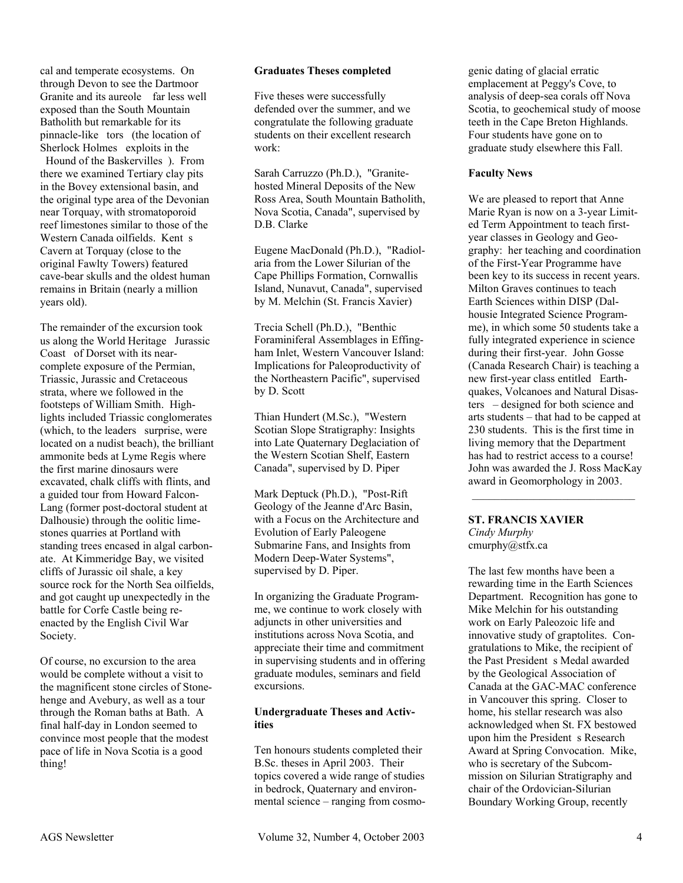cal and temperate ecosystems. On through Devon to see the Dartmoor Granite and its aureole far less well exposed than the South Mountain Batholith but remarkable for its pinnacle-like tors (the location of Sherlock Holmes exploits in the Hound of the Baskervilles ). From there we examined Tertiary clay pits in the Bovey extensional basin, and the original type area of the Devonian near Torquay, with stromatoporoid reef limestones similar to those of the Western Canada oilfields. Kent s Cavern at Torquay (close to the original Fawlty Towers) featured cave-bear skulls and the oldest human remains in Britain (nearly a million years old).

The remainder of the excursion took us along the World Heritage Jurassic Coast of Dorset with its near-complete exposure of the Permian, Triassic, Jurassic and Cretaceous strata, where we followed in the footsteps of William Smith. Highlights included Triassic conglomerates (which, to the leaders surprise, were located on a nudist beach), the brilliant ammonite beds at Lyme Regis where the first marine dinosaurs were excavated, chalk cliffs with flints, and a guided tour from Howard Falcon-Lang (former post-doctoral student at Dalhousie) through the oolitic limestones quarries at Portland with standing trees encased in algal carbonate. At Kimmeridge Bay, we visited cliffs of Jurassic oil shale, a key source rock for the North Sea oilfields, and got caught up unexpectedly in the battle for Corfe Castle being re-enacted by the English Civil War Society.

Of course, no excursion to the area would be complete without a visit to the magnificent stone circles of Stonehenge and Avebury, as well as a tour through the Roman baths at Bath. A final half-day in London seemed to convince most people that the modest pace of life in Nova Scotia is a good thing!

**Graduates Theses completed**

Five theses were successfully defended over the summer, and we congratulate the following graduate students on their excellent research work:

Sarah Carruzzo (Ph.D.), "Granite-hosted Mineral Deposits of the New Ross Area, South Mountain Batholith, Nova Scotia, Canada", supervised by D.B. Clarke

Eugene MacDonald (Ph.D.), "Radiolaria from the Lower Silurian of the Cape Phillips Formation, Cornwallis Island, Nunavut, Canada", supervised by M. Melchin (St. Francis Xavier)

Trecia Schell (Ph.D.), "Benthic Foraminiferal Assemblages in Effingham Inlet, Western Vancouver Island: Implications for Paleoproductivity of the Northeastern Pacific", supervised by D. Scott

Thian Hundert (M.Sc.), "Western Scotian Slope Stratigraphy: Insights into Late Quaternary Deglaciation of the Western Scotian Shelf, Eastern Canada", supervised by D. Piper

Mark Deptuck (Ph.D.), "Post-Rift Geology of the Jeanne d'Arc Basin, with a Focus on the Architecture and Evolution of Early Paleogene Submarine Fans, and Insights from Modern Deep-Water Systems", supervised by D. Piper.

In organizing the Graduate Programme, we continue to work closely with adjuncts in other universities and institutions across Nova Scotia, and appreciate their time and commitment in supervising students and in offering graduate modules, seminars and field excursions.

**Undergraduate Theses and Activities**

Ten honours students completed their B.Sc. theses in April 2003. Their topics covered a wide range of studies in bedrock, Quaternary and environmental science – ranging from cosmogenic dating of glacial erratic emplacement at Peggy's Cove, to analysis of deep-sea corals off Nova Scotia, to geochemical study of moose teeth in the Cape Breton Highlands. Four students have gone on to graduate study elsewhere this Fall.

**Faculty News**

We are pleased to report that Anne Marie Ryan is now on a 3-year Limited Term Appointment to teach first-year classes in Geology and Geography: her teaching and coordination of the First-Year Programme have been key to its success in recent years. Milton Graves continues to teach Earth Sciences within DISP (Dalhousie Integrated Science Programme), in which some 50 students take a fully integrated experience in science during their first-year. John Gosse (Canada Research Chair) is teaching a new first-year class entitled Earthquakes, Volcanoes and Natural Disasters – designed for both science and arts students – that had to be capped at 230 students. This is the first time in living memory that the Department has had to restrict access to a course! John was awarded the J. Ross MacKay award in Geomorphology in 2003.

---

**ST. FRANCIS XAVIER**
*Cindy Murphy*
cmurphy@stfx.ca

The last few months have been a rewarding time in the Earth Sciences Department. Recognition has gone to Mike Melchin for his outstanding work on Early Paleozoic life and innovative study of graptolites. Congratulations to Mike, the recipient of the Past President s Medal awarded by the Geological Association of Canada at the GAC-MAC conference in Vancouver this spring. Closer to home, his stellar research was also acknowledged when St. FX bestowed upon him the President s Research Award at Spring Convocation. Mike, who is secretary of the Subcommission on Silurian Stratigraphy and chair of the Ordovician-Silurian Boundary Working Group, recently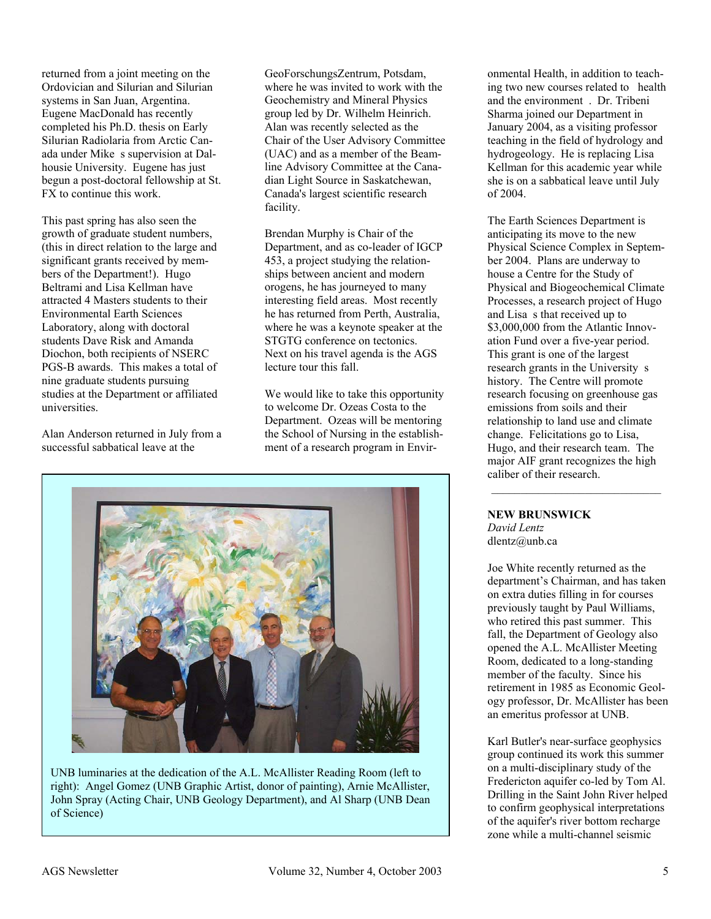returned from a joint meeting on the Ordovician and Silurian and Silurian systems in San Juan, Argentina. Eugene MacDonald has recently completed his Ph.D. thesis on Early Silurian Radiolaria from Arctic Canada under Mike s supervision at Dalhousie University. Eugene has just begun a post-doctoral fellowship at St. FX to continue this work.

This past spring has also seen the growth of graduate student numbers, (this in direct relation to the large and significant grants received by members of the Department!). Hugo Beltrami and Lisa Kellman have attracted 4 Masters students to their Environmental Earth Sciences Laboratory, along with doctoral students Dave Risk and Amanda Diochon, both recipients of NSERC PGS-B awards. This makes a total of nine graduate students pursuing studies at the Department or affiliated universities.

Alan Anderson returned in July from a successful sabbatical leave at the GeoForschungsZentrum, Potsdam, where he was invited to work with the Geochemistry and Mineral Physics group led by Dr. Wilhelm Heinrich. Alan was recently selected as the Chair of the User Advisory Committee (UAC) and as a member of the Beamline Advisory Committee at the Canadian Light Source in Saskatchewan, Canada's largest scientific research facility.

Brendan Murphy is Chair of the Department, and as co-leader of IGCP 453, a project studying the relationships between ancient and modern orogens, he has journeyed to many interesting field areas. Most recently he has returned from Perth, Australia, where he was a keynote speaker at the STGTG conference on tectonics. Next on his travel agenda is the AGS lecture tour this fall.

We would like to take this opportunity to welcome Dr. Ozeas Costa to the Department. Ozeas will be mentoring the School of Nursing in the establishment of a research program in Environmental Health, in addition to teaching two new courses related to health and the environment . Dr. Tribeni Sharma joined our Department in January 2004, as a visiting professor teaching in the field of hydrology and hydrogeology. He is replacing Lisa Kellman for this academic year while she is on a sabbatical leave until July of 2004.

The Earth Sciences Department is anticipating its move to the new Physical Science Complex in September 2004. Plans are underway to house a Centre for the Study of Physical and Biogeochemical Climate Processes, a research project of Hugo and Lisa s that received up to $3,000,000 from the Atlantic Innovation Fund over a five-year period. This grant is one of the largest research grants in the University s history. The Centre will promote research focusing on greenhouse gas emissions from soils and their relationship to land use and climate change. Felicitations go to Lisa, Hugo, and their research team. The major AIF grant recognizes the high caliber of their research.

UNB luminaries at the dedication of the A.L. McAllister Reading Room (left to right): Angel Gomez (UNB Graphic Artist, donor of painting), Arnie McAllister, John Spray (Acting Chair, UNB Geology Department), and Al Sharp (UNB Dean of Science)

---

**NEW BRUNSWICK**
*David Lentz*
dlentz@unb.ca

Joe White recently returned as the department's Chairman, and has taken on extra duties filling in for courses previously taught by Paul Williams, who retired this past summer. This fall, the Department of Geology also opened the A.L. McAllister Meeting Room, dedicated to a long-standing member of the faculty. Since his retirement in 1985 as Economic Geology professor, Dr. McAllister has been an emeritus professor at UNB.

Karl Butler's near-surface geophysics group continued its work this summer on a multi-disciplinary study of the Fredericton aquifer co-led by Tom Al. Drilling in the Saint John River helped to confirm geophysical interpretations of the aquifer's river bottom recharge zone while a multi-channel seismic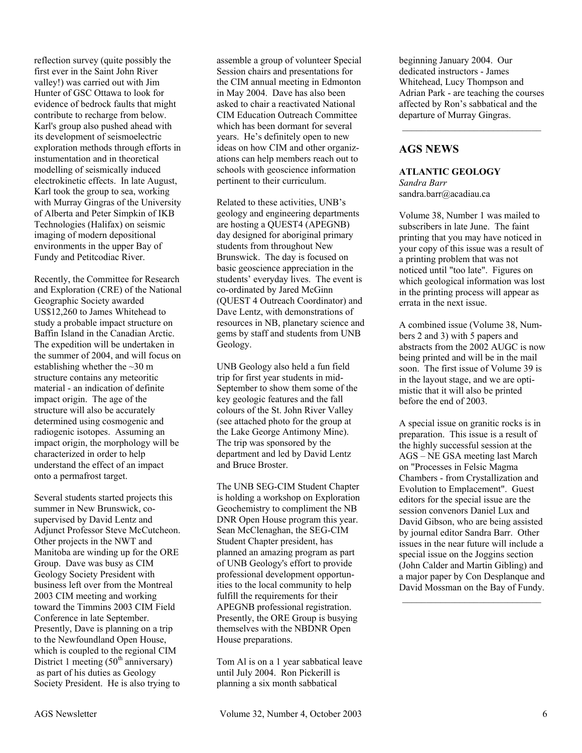reflection survey (quite possibly the first ever in the Saint John River valley!) was carried out with Jim Hunter of GSC Ottawa to look for evidence of bedrock faults that might contribute to recharge from below. Karl's group also pushed ahead with its development of seismoelectric exploration methods through efforts in instumentation and in theoretical modelling of seismically induced electrokinetic effects. In late August, Karl took the group to sea, working with Murray Gingras of the University of Alberta and Peter Simpkin of IKB Technologies (Halifax) on seismic imaging of modern depositional environments in the upper Bay of Fundy and Petitcodiac River.

Recently, the Committee for Research and Exploration (CRE) of the National Geographic Society awarded US$12,260 to James Whitehead to study a probable impact structure on Baffin Island in the Canadian Arctic. The expedition will be undertaken in the summer of 2004, and will focus on establishing whether the ~30 m structure contains any meteoritic material - an indication of definite impact origin. The age of the structure will also be accurately determined using cosmogenic and radiogenic isotopes. Assuming an impact origin, the morphology will be characterized in order to help understand the effect of an impact onto a permafrost target.

Several students started projects this summer in New Brunswick, co-supervised by David Lentz and Adjunct Professor Steve McCutcheon. Other projects in the NWT and Manitoba are winding up for the ORE Group. Dave was busy as CIM Geology Society President with business left over from the Montreal 2003 CIM meeting and working toward the Timmins 2003 CIM Field Conference in late September. Presently, Dave is planning on a trip to the Newfoundland Open House, which is coupled to the regional CIM District 1 meeting (50th anniversary) as part of his duties as Geology Society President. He is also trying to assemble a group of volunteer Special Session chairs and presentations for the CIM annual meeting in Edmonton in May 2004. Dave has also been asked to chair a reactivated National CIM Education Outreach Committee which has been dormant for several years. He's definitely open to new ideas on how CIM and other organizations can help members reach out to schools with geoscience information pertinent to their curriculum.

Related to these activities, UNB's geology and engineering departments are hosting a QUEST4 (APEGNB) day designed for aboriginal primary students from throughout New Brunswick. The day is focused on basic geoscience appreciation in the students' everyday lives. The event is co-ordinated by Jared McGinn (QUEST 4 Outreach Coordinator) and Dave Lentz, with demonstrations of resources in NB, planetary science and gems by staff and students from UNB Geology.

UNB Geology also held a fun field trip for first year students in mid-September to show them some of the key geologic features and the fall colours of the St. John River Valley (see attached photo for the group at the Lake George Antimony Mine). The trip was sponsored by the department and led by David Lentz and Bruce Broster.

The UNB SEG-CIM Student Chapter is holding a workshop on Exploration Geochemistry to compliment the NB DNR Open House program this year. Sean McClenaghan, the SEG-CIM Student Chapter president, has planned an amazing program as part of UNB Geology's effort to provide professional development opportunities to the local community to help fulfill the requirements for their APEGNB professional registration. Presently, the ORE Group is busying themselves with the NBDNR Open House preparations.

Tom Al is on a 1 year sabbatical leave until July 2004. Ron Pickerill is planning a six month sabbatical beginning January 2004. Our dedicated instructors - James Whitehead, Lucy Thompson and Adrian Park - are teaching the courses affected by Ron's sabbatical and the departure of Murray Gingras.

---

## AGS NEWS

### ATLANTIC GEOLOGY

*Sandra Barr*
sandra.barr@acadiau.ca

Volume 38, Number 1 was mailed to subscribers in late June. The faint printing that you may have noticed in your copy of this issue was a result of a printing problem that was not noticed until "too late". Figures on which geological information was lost in the printing process will appear as errata in the next issue.

A combined issue (Volume 38, Numbers 2 and 3) with 5 papers and abstracts from the 2002 AUGC is now being printed and will be in the mail soon. The first issue of Volume 39 is in the layout stage, and we are optimistic that it will also be printed before the end of 2003.

A special issue on granitic rocks is in preparation. This issue is a result of the highly successful session at the AGS – NE GSA meeting last March on "Processes in Felsic Magma Chambers - from Crystallization and Evolution to Emplacement". Guest editors for the special issue are the session convenors Daniel Lux and David Gibson, who are being assisted by journal editor Sandra Barr. Other issues in the near future will include a special issue on the Joggins section (John Calder and Martin Gibling) and a major paper by Con Desplanque and David Mossman on the Bay of Fundy.

---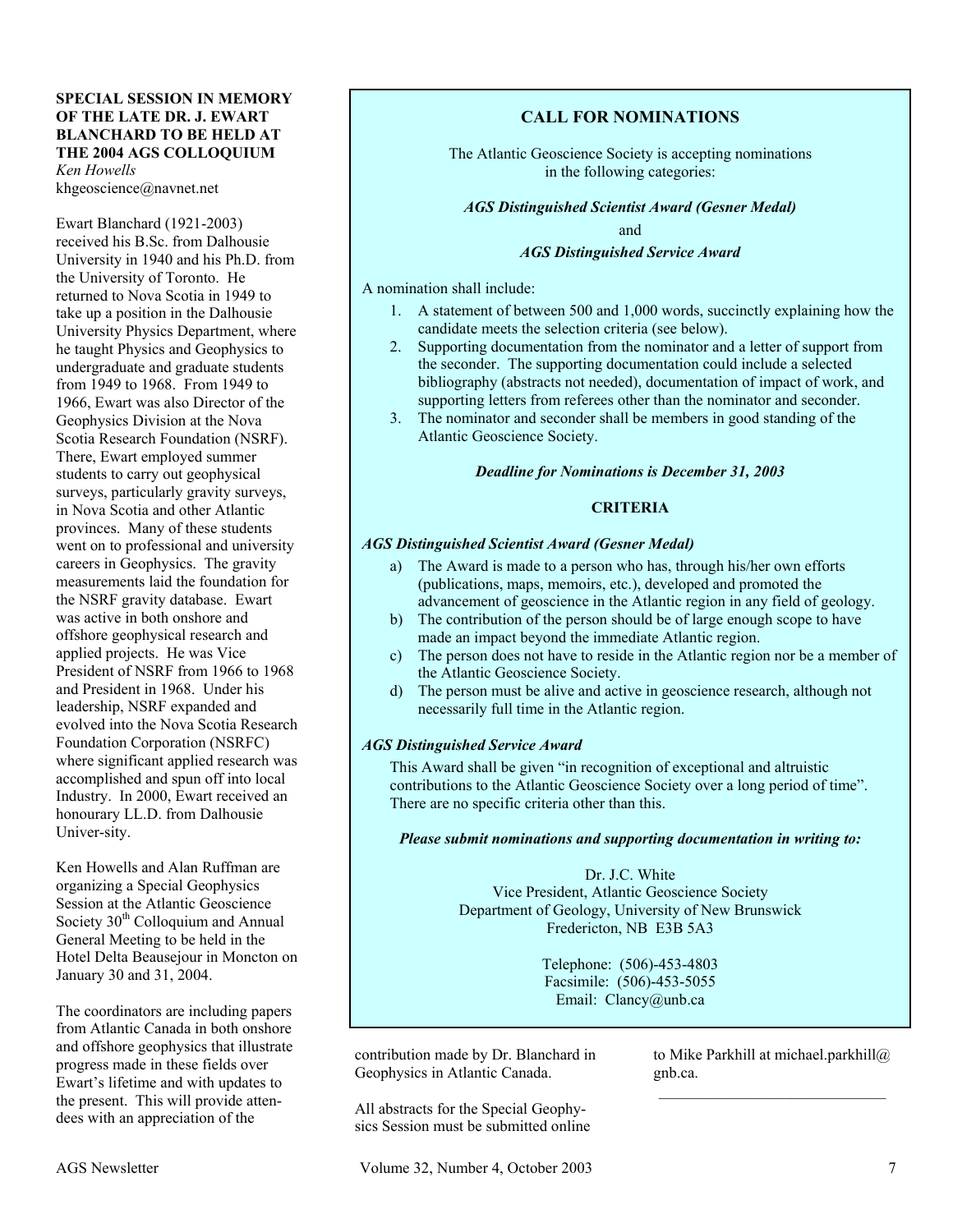## SPECIAL SESSION IN MEMORY OF THE LATE DR. J. EWART BLANCHARD TO BE HELD AT THE 2004 AGS COLLOQUIUM

*Ken Howells*
khgeoscience@navnet.net

Ewart Blanchard (1921-2003) received his B.Sc. from Dalhousie University in 1940 and his Ph.D. from the University of Toronto. He returned to Nova Scotia in 1949 to take up a position in the Dalhousie University Physics Department, where he taught Physics and Geophysics to undergraduate and graduate students from 1949 to 1968. From 1949 to 1966, Ewart was also Director of the Geophysics Division at the Nova Scotia Research Foundation (NSRF). There, Ewart employed summer students to carry out geophysical surveys, particularly gravity surveys, in Nova Scotia and other Atlantic provinces. Many of these students went on to professional and university careers in Geophysics. The gravity measurements laid the foundation for the NSRF gravity database. Ewart was active in both onshore and offshore geophysical research and applied projects. He was Vice President of NSRF from 1966 to 1968 and President in 1968. Under his leadership, NSRF expanded and evolved into the Nova Scotia Research Foundation Corporation (NSRFC) where significant applied research was accomplished and spun off into local Industry. In 2000, Ewart received an honourary LL.D. from Dalhousie Univer-sity.

Ken Howells and Alan Ruffman are organizing a Special Geophysics Session at the Atlantic Geoscience Society 30th Colloquium and Annual General Meeting to be held in the Hotel Delta Beausejour in Moncton on January 30 and 31, 2004.

The coordinators are including papers from Atlantic Canada in both onshore and offshore geophysics that illustrate progress made in these fields over Ewart's lifetime and with updates to the present. This will provide atten-dees with an appreciation of the contribution made by Dr. Blanchard in Geophysics in Atlantic Canada.

All abstracts for the Special Geophy-sics Session must be submitted online to Mike Parkhill at michael.parkhill@gnb.ca.

---

## CALL FOR NOMINATIONS

The Atlantic Geoscience Society is accepting nominations in the following categories:

***AGS Distinguished Scientist Award (Gesner Medal)***

and

***AGS Distinguished Service Award***

A nomination shall include:

1. A statement of between 500 and 1,000 words, succinctly explaining how the candidate meets the selection criteria (see below).
2. Supporting documentation from the nominator and a letter of support from the seconder. The supporting documentation could include a selected bibliography (abstracts not needed), documentation of impact of work, and supporting letters from referees other than the nominator and seconder.
3. The nominator and seconder shall be members in good standing of the Atlantic Geoscience Society.

***Deadline for Nominations is December 31, 2003***

### CRITERIA

***AGS Distinguished Scientist Award (Gesner Medal)***

a) The Award is made to a person who has, through his/her own efforts (publications, maps, memoirs, etc.), developed and promoted the advancement of geoscience in the Atlantic region in any field of geology.
b) The contribution of the person should be of large enough scope to have made an impact beyond the immediate Atlantic region.
c) The person does not have to reside in the Atlantic region nor be a member of the Atlantic Geoscience Society.
d) The person must be alive and active in geoscience research, although not necessarily full time in the Atlantic region.

***AGS Distinguished Service Award***

This Award shall be given "in recognition of exceptional and altruistic contributions to the Atlantic Geoscience Society over a long period of time". There are no specific criteria other than this.

***Please submit nominations and supporting documentation in writing to:***

Dr. J.C. White
Vice President, Atlantic Geoscience Society
Department of Geology, University of New Brunswick
Fredericton, NB E3B 5A3

Telephone: (506)-453-4803
Facsimile: (506)-453-5055
Email: Clancy@unb.ca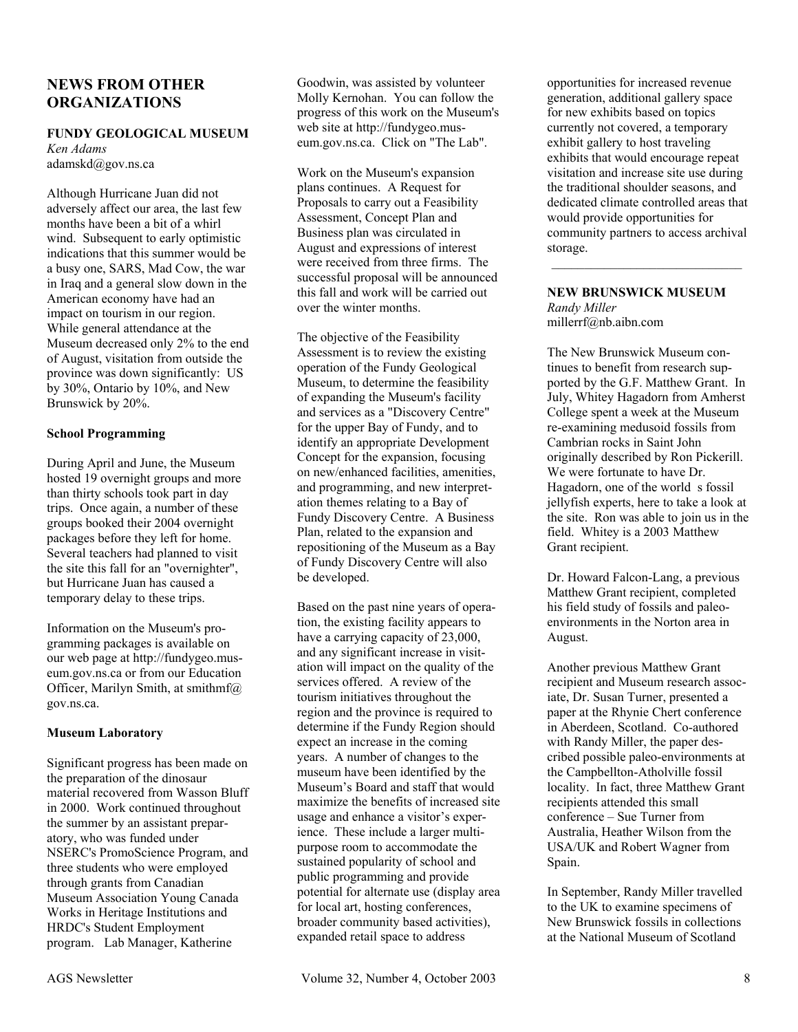## NEWS FROM OTHER ORGANIZATIONS

### FUNDY GEOLOGICAL MUSEUM

*Ken Adams*
adamskd@gov.ns.ca

Although Hurricane Juan did not adversely affect our area, the last few months have been a bit of a whirl wind. Subsequent to early optimistic indications that this summer would be a busy one, SARS, Mad Cow, the war in Iraq and a general slow down in the American economy have had an impact on tourism in our region. While general attendance at the Museum decreased only 2% to the end of August, visitation from outside the province was down significantly: US by 30%, Ontario by 10%, and New Brunswick by 20%.

**School Programming**

During April and June, the Museum hosted 19 overnight groups and more than thirty schools took part in day trips. Once again, a number of these groups booked their 2004 overnight packages before they left for home. Several teachers had planned to visit the site this fall for an "overnighter", but Hurricane Juan has caused a temporary delay to these trips.

Information on the Museum's programming packages is available on our web page at http://fundygeo.museum.gov.ns.ca or from our Education Officer, Marilyn Smith, at smithmf@gov.ns.ca.

**Museum Laboratory**

Significant progress has been made on the preparation of the dinosaur material recovered from Wasson Bluff in 2000. Work continued throughout the summer by an assistant preparatory, who was funded under NSERC's PromoScience Program, and three students who were employed through grants from Canadian Museum Association Young Canada Works in Heritage Institutions and HRDC's Student Employment program. Lab Manager, Katherine Goodwin, was assisted by volunteer Molly Kernohan. You can follow the progress of this work on the Museum's web site at http://fundygeo.museum.gov.ns.ca. Click on "The Lab".

Work on the Museum's expansion plans continues. A Request for Proposals to carry out a Feasibility Assessment, Concept Plan and Business plan was circulated in August and expressions of interest were received from three firms. The successful proposal will be announced this fall and work will be carried out over the winter months.

The objective of the Feasibility Assessment is to review the existing operation of the Fundy Geological Museum, to determine the feasibility of expanding the Museum's facility and services as a "Discovery Centre" for the upper Bay of Fundy, and to identify an appropriate Development Concept for the expansion, focusing on new/enhanced facilities, amenities, and programming, and new interpretation themes relating to a Bay of Fundy Discovery Centre. A Business Plan, related to the expansion and repositioning of the Museum as a Bay of Fundy Discovery Centre will also be developed.

Based on the past nine years of operation, the existing facility appears to have a carrying capacity of 23,000, and any significant increase in visitation will impact on the quality of the services offered. A review of the tourism initiatives throughout the region and the province is required to determine if the Fundy Region should expect an increase in the coming years. A number of changes to the museum have been identified by the Museum's Board and staff that would maximize the benefits of increased site usage and enhance a visitor's experience. These include a larger multipurpose room to accommodate the sustained popularity of school and public programming and provide potential for alternate use (display area for local art, hosting conferences, broader community based activities), expanded retail space to address opportunities for increased revenue generation, additional gallery space for new exhibits based on topics currently not covered, a temporary exhibit gallery to host traveling exhibits that would encourage repeat visitation and increase site use during the traditional shoulder seasons, and dedicated climate controlled areas that would provide opportunities for community partners to access archival storage.

---

### NEW BRUNSWICK MUSEUM

*Randy Miller*
millerrf@nb.aibn.com

The New Brunswick Museum continues to benefit from research supported by the G.F. Matthew Grant. In July, Whitey Hagadorn from Amherst College spent a week at the Museum re-examining medusoid fossils from Cambrian rocks in Saint John originally described by Ron Pickerill. We were fortunate to have Dr. Hagadorn, one of the world s fossil jellyfish experts, here to take a look at the site. Ron was able to join us in the field. Whitey is a 2003 Matthew Grant recipient.

Dr. Howard Falcon-Lang, a previous Matthew Grant recipient, completed his field study of fossils and paleoenvironments in the Norton area in August.

Another previous Matthew Grant recipient and Museum research associate, Dr. Susan Turner, presented a paper at the Rhynie Chert conference in Aberdeen, Scotland. Co-authored with Randy Miller, the paper described possible paleo-environments at the Campbellton-Atholville fossil locality. In fact, three Matthew Grant recipients attended this small conference – Sue Turner from Australia, Heather Wilson from the USA/UK and Robert Wagner from Spain.

In September, Randy Miller travelled to the UK to examine specimens of New Brunswick fossils in collections at the National Museum of Scotland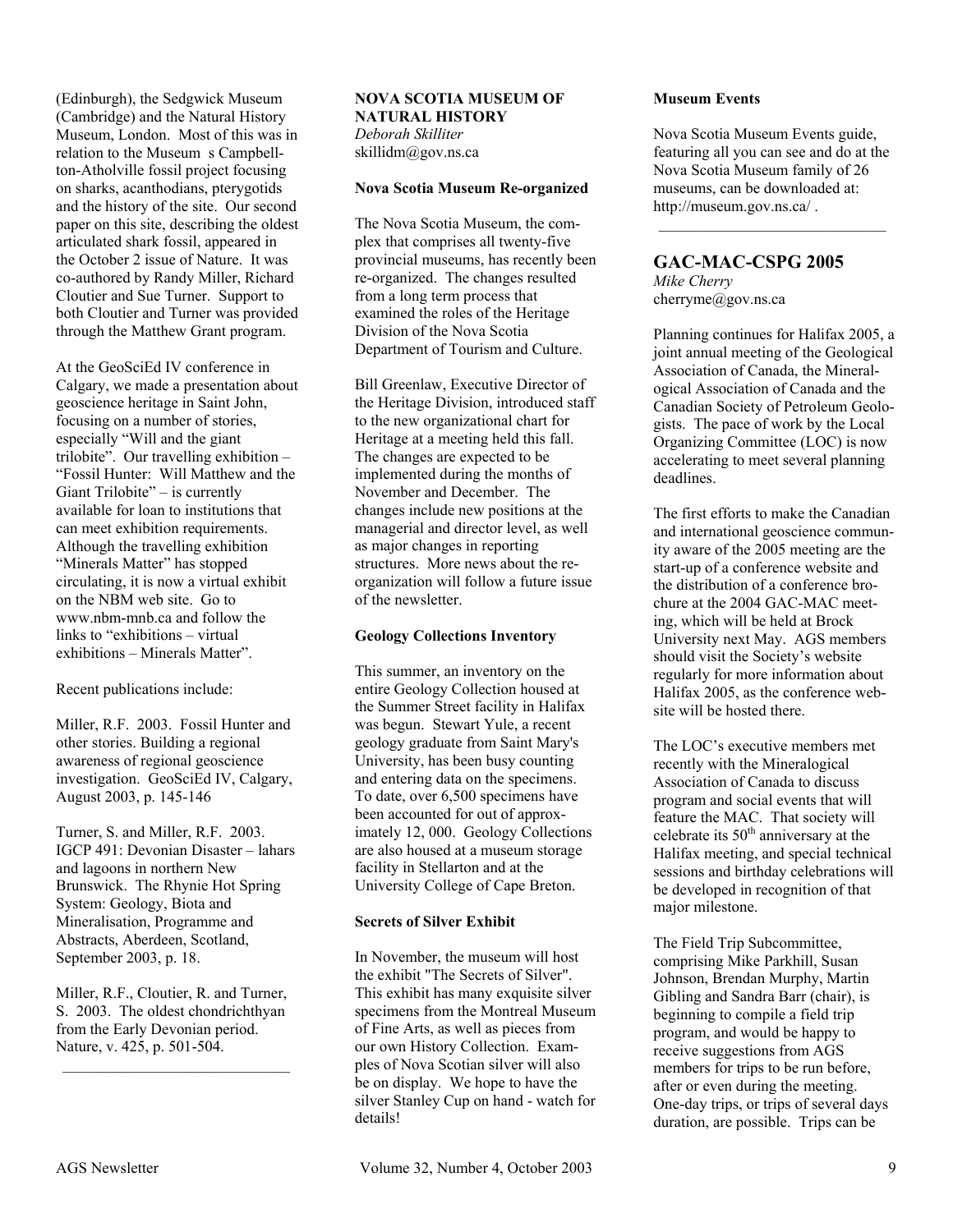(Edinburgh), the Sedgwick Museum (Cambridge) and the Natural History Museum, London. Most of this was in relation to the Museum s Campbellton-Atholville fossil project focusing on sharks, acanthodians, pterygotids and the history of the site. Our second paper on this site, describing the oldest articulated shark fossil, appeared in the October 2 issue of Nature. It was co-authored by Randy Miller, Richard Cloutier and Sue Turner. Support to both Cloutier and Turner was provided through the Matthew Grant program.

At the GeoSciEd IV conference in Calgary, we made a presentation about geoscience heritage in Saint John, focusing on a number of stories, especially "Will and the giant trilobite". Our travelling exhibition – "Fossil Hunter: Will Matthew and the Giant Trilobite" – is currently available for loan to institutions that can meet exhibition requirements. Although the travelling exhibition "Minerals Matter" has stopped circulating, it is now a virtual exhibit on the NBM web site. Go to www.nbm-mnb.ca and follow the links to "exhibitions – virtual exhibitions – Minerals Matter".

Recent publications include:

Miller, R.F. 2003. Fossil Hunter and other stories. Building a regional awareness of regional geoscience investigation. GeoSciEd IV, Calgary, August 2003, p. 145-146

Turner, S. and Miller, R.F. 2003. IGCP 491: Devonian Disaster – lahars and lagoons in northern New Brunswick. The Rhynie Hot Spring System: Geology, Biota and Mineralisation, Programme and Abstracts, Aberdeen, Scotland, September 2003, p. 18.

Miller, R.F., Cloutier, R. and Turner, S. 2003. The oldest chondrichthyan from the Early Devonian period. Nature, v. 425, p. 501-504.

---

## NOVA SCOTIA MUSEUM OF NATURAL HISTORY

*Deborah Skilliter*
skillidm@gov.ns.ca

**Nova Scotia Museum Re-organized**

The Nova Scotia Museum, the complex that comprises all twenty-five provincial museums, has recently been re-organized. The changes resulted from a long term process that examined the roles of the Heritage Division of the Nova Scotia Department of Tourism and Culture.

Bill Greenlaw, Executive Director of the Heritage Division, introduced staff to the new organizational chart for Heritage at a meeting held this fall. The changes are expected to be implemented during the months of November and December. The changes include new positions at the managerial and director level, as well as major changes in reporting structures. More news about the re-organization will follow a future issue of the newsletter.

**Geology Collections Inventory**

This summer, an inventory on the entire Geology Collection housed at the Summer Street facility in Halifax was begun. Stewart Yule, a recent geology graduate from Saint Mary's University, has been busy counting and entering data on the specimens. To date, over 6,500 specimens have been accounted for out of approximately 12, 000. Geology Collections are also housed at a museum storage facility in Stellarton and at the University College of Cape Breton.

**Secrets of Silver Exhibit**

In November, the museum will host the exhibit "The Secrets of Silver". This exhibit has many exquisite silver specimens from the Montreal Museum of Fine Arts, as well as pieces from our own History Collection. Examples of Nova Scotian silver will also be on display. We hope to have the silver Stanley Cup on hand - watch for details!

**Museum Events**

Nova Scotia Museum Events guide, featuring all you can see and do at the Nova Scotia Museum family of 26 museums, can be downloaded at: http://museum.gov.ns.ca/ .

---

## GAC-MAC-CSPG 2005

*Mike Cherry*
cherryme@gov.ns.ca

Planning continues for Halifax 2005, a joint annual meeting of the Geological Association of Canada, the Mineralogical Association of Canada and the Canadian Society of Petroleum Geologists. The pace of work by the Local Organizing Committee (LOC) is now accelerating to meet several planning deadlines.

The first efforts to make the Canadian and international geoscience community aware of the 2005 meeting are the start-up of a conference website and the distribution of a conference brochure at the 2004 GAC-MAC meeting, which will be held at Brock University next May. AGS members should visit the Society's website regularly for more information about Halifax 2005, as the conference website will be hosted there.

The LOC's executive members met recently with the Mineralogical Association of Canada to discuss program and social events that will feature the MAC. That society will celebrate its 50th anniversary at the Halifax meeting, and special technical sessions and birthday celebrations will be developed in recognition of that major milestone.

The Field Trip Subcommittee, comprising Mike Parkhill, Susan Johnson, Brendan Murphy, Martin Gibling and Sandra Barr (chair), is beginning to compile a field trip program, and would be happy to receive suggestions from AGS members for trips to be run before, after or even during the meeting. One-day trips, or trips of several days duration, are possible. Trips can be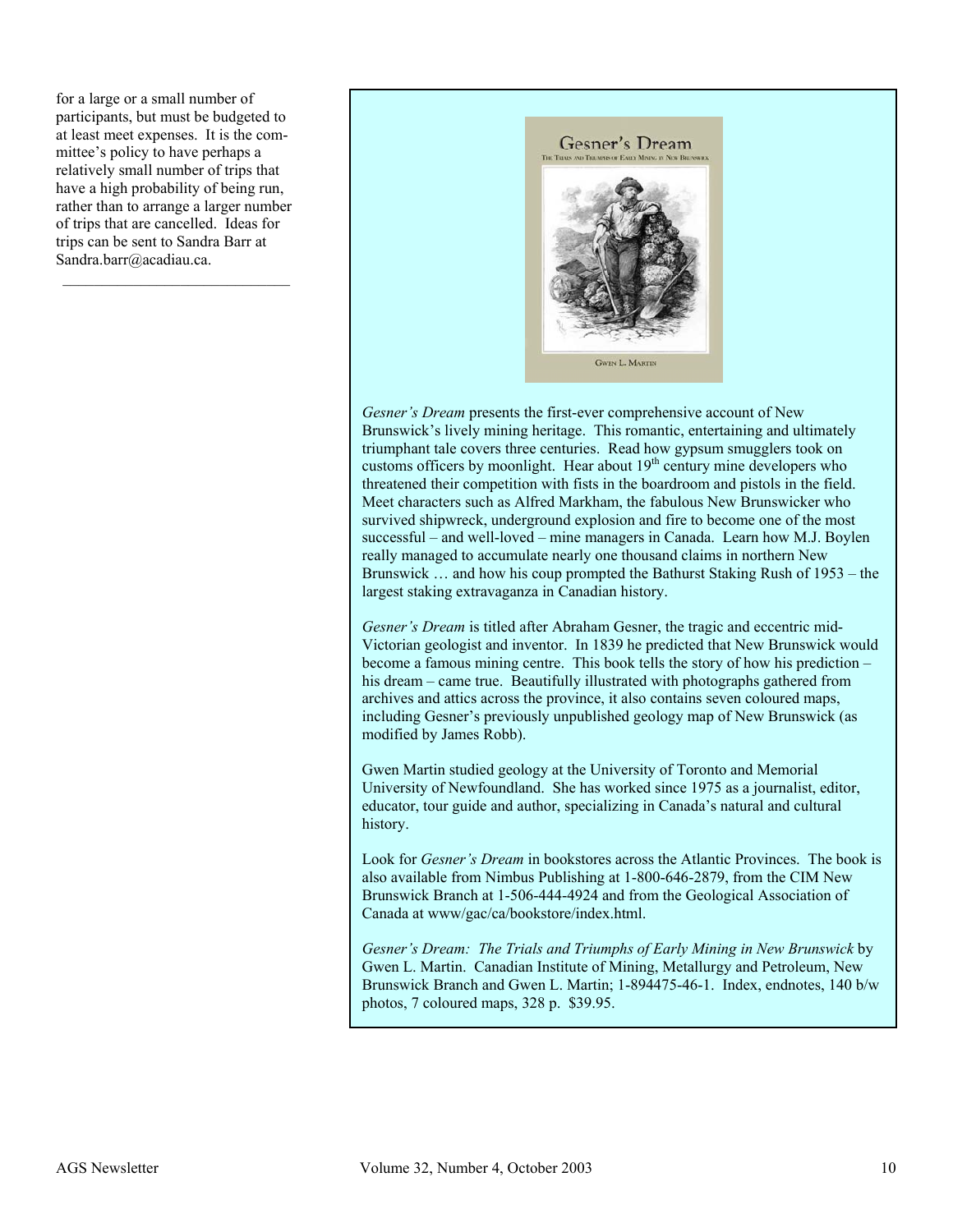for a large or a small number of participants, but must be budgeted to at least meet expenses. It is the committee's policy to have perhaps a relatively small number of trips that have a high probability of being run, rather than to arrange a larger number of trips that are cancelled. Ideas for trips can be sent to Sandra Barr at Sandra.barr@acadiau.ca.

---

Gesner's Dream

The Trials and Triumphs of Early Mining in New Brunswick

Gwen L. Martin

*Gesner's Dream* presents the first-ever comprehensive account of New Brunswick's lively mining heritage. This romantic, entertaining and ultimately triumphant tale covers three centuries. Read how gypsum smugglers took on customs officers by moonlight. Hear about 19th century mine developers who threatened their competition with fists in the boardroom and pistols in the field. Meet characters such as Alfred Markham, the fabulous New Brunswicker who survived shipwreck, underground explosion and fire to become one of the most successful – and well-loved – mine managers in Canada. Learn how M.J. Boylen really managed to accumulate nearly one thousand claims in northern New Brunswick … and how his coup prompted the Bathurst Staking Rush of 1953 – the largest staking extravaganza in Canadian history.

*Gesner's Dream* is titled after Abraham Gesner, the tragic and eccentric mid-Victorian geologist and inventor. In 1839 he predicted that New Brunswick would become a famous mining centre. This book tells the story of how his prediction – his dream – came true. Beautifully illustrated with photographs gathered from archives and attics across the province, it also contains seven coloured maps, including Gesner's previously unpublished geology map of New Brunswick (as modified by James Robb).

Gwen Martin studied geology at the University of Toronto and Memorial University of Newfoundland. She has worked since 1975 as a journalist, editor, educator, tour guide and author, specializing in Canada's natural and cultural history.

Look for *Gesner's Dream* in bookstores across the Atlantic Provinces. The book is also available from Nimbus Publishing at 1-800-646-2879, from the CIM New Brunswick Branch at 1-506-444-4924 and from the Geological Association of Canada at www/gac/ca/bookstore/index.html.

*Gesner's Dream: The Trials and Triumphs of Early Mining in New Brunswick* by Gwen L. Martin. Canadian Institute of Mining, Metallurgy and Petroleum, New Brunswick Branch and Gwen L. Martin; 1-894475-46-1. Index, endnotes, 140 b/w photos, 7 coloured maps, 328 p. $39.95.